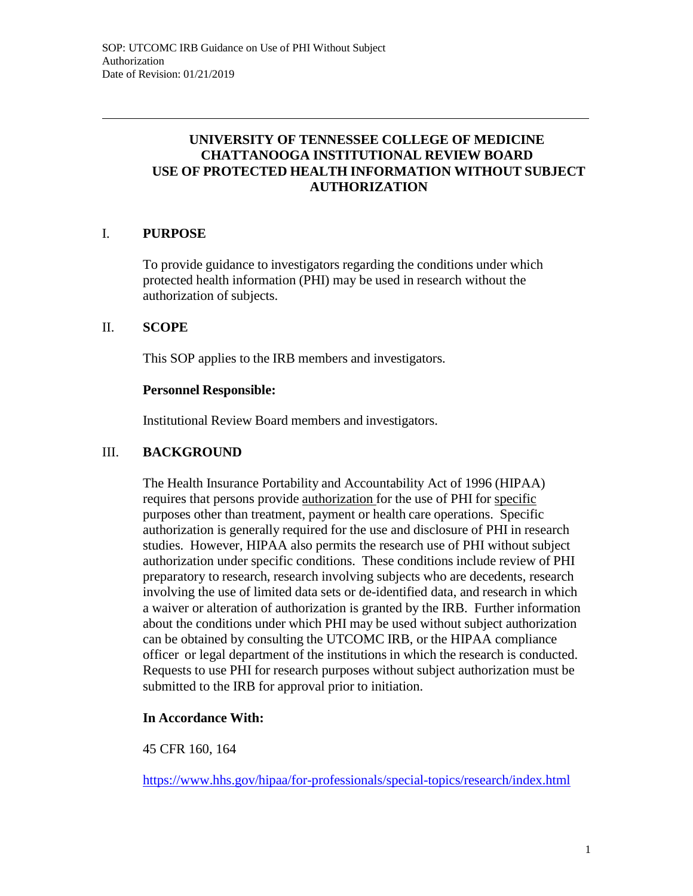# UNIVERSITY OF TENNESSEE COLLEGE OF MEDICINE CHATTANOOGA INSTITUTIONAL REVIEW BOARD USE OF PROTECTED HEALTH INFORMATION WITHOUT SUBJECT AUTHORIZATION

## I. PURPOSE

To provide guidance to investigators regarding the conditions under which protected health information (PHI) may be used in research without the authorization of subjects.

## II. SCOPE

This SOP applies to the IRB members and investigators.

**Personnel Responsible:**

Institutional Review Board members and investigators.

## III. BACKGROUND

The Health Insurance Portability and Accountability Act of 1996 (HIPAA) requires that persons provide authorization for the use of PHI for specific purposes other than treatment, payment or health care operations. Specific authorization is generally required for the use and disclosure of PHI in research studies. However, HIPAA also permits the research use of PHI without subject authorization under specific conditions. These conditions include review of PHI preparatory to research, research involving subjects who are decedents, research involving the use of limited data sets or de-identified data, and research in which a waiver or alteration of authorization is granted by the IRB. Further information about the conditions under which PHI may be used without subject authorization can be obtained by consulting the UTCOMC IRB, or the HIPAA compliance officer or legal department of the institutions in which the research is conducted. Requests to use PHI for research purposes without subject authorization must be submitted to the IRB for approval prior to initiation.

**In Accordance With:**

45 CFR 160, 164

https://www.hhs.gov/hipaa/for-professionals/special-topics/research/index.html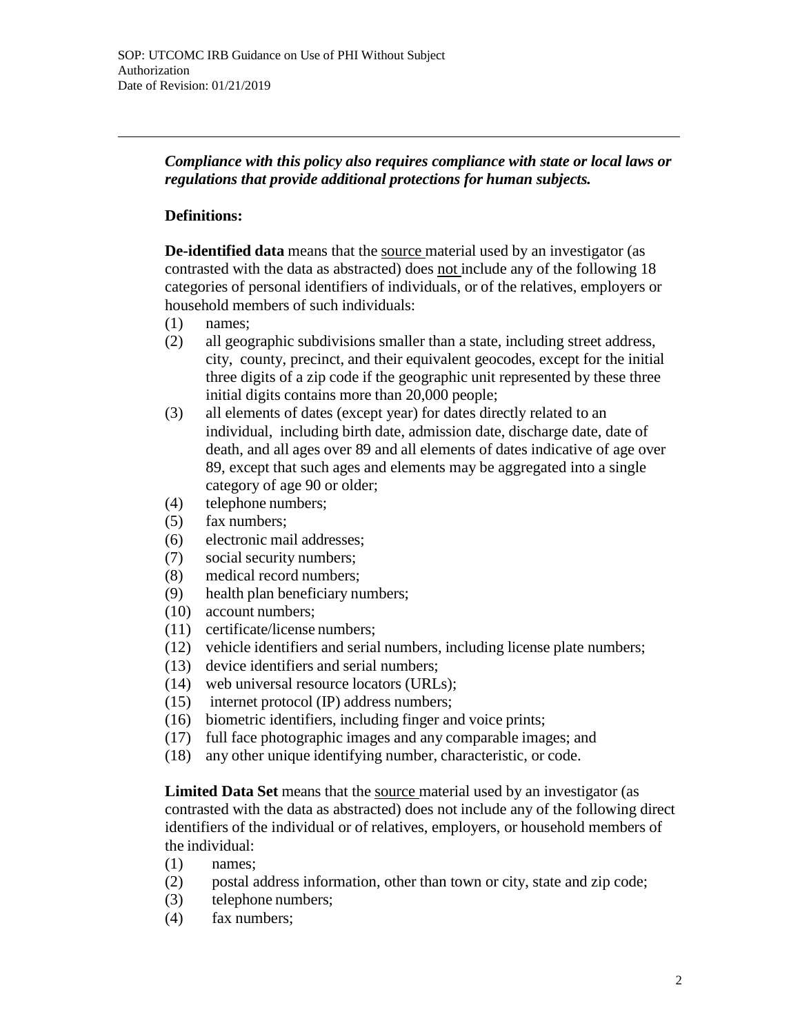***Compliance with this policy also requires compliance with state or local laws or regulations that provide additional protections for human subjects.***

**Definitions:**

**De-identified data** means that the source material used by an investigator (as contrasted with the data as abstracted) does not include any of the following 18 categories of personal identifiers of individuals, or of the relatives, employers or household members of such individuals:

(1) names;
(2) all geographic subdivisions smaller than a state, including street address, city, county, precinct, and their equivalent geocodes, except for the initial three digits of a zip code if the geographic unit represented by these three initial digits contains more than 20,000 people;
(3) all elements of dates (except year) for dates directly related to an individual, including birth date, admission date, discharge date, date of death, and all ages over 89 and all elements of dates indicative of age over 89, except that such ages and elements may be aggregated into a single category of age 90 or older;
(4) telephone numbers;
(5) fax numbers;
(6) electronic mail addresses;
(7) social security numbers;
(8) medical record numbers;
(9) health plan beneficiary numbers;
(10) account numbers;
(11) certificate/license numbers;
(12) vehicle identifiers and serial numbers, including license plate numbers;
(13) device identifiers and serial numbers;
(14) web universal resource locators (URLs);
(15) internet protocol (IP) address numbers;
(16) biometric identifiers, including finger and voice prints;
(17) full face photographic images and any comparable images; and
(18) any other unique identifying number, characteristic, or code.

**Limited Data Set** means that the source material used by an investigator (as contrasted with the data as abstracted) does not include any of the following direct identifiers of the individual or of relatives, employers, or household members of the individual:

(1) names;
(2) postal address information, other than town or city, state and zip code;
(3) telephone numbers;
(4) fax numbers;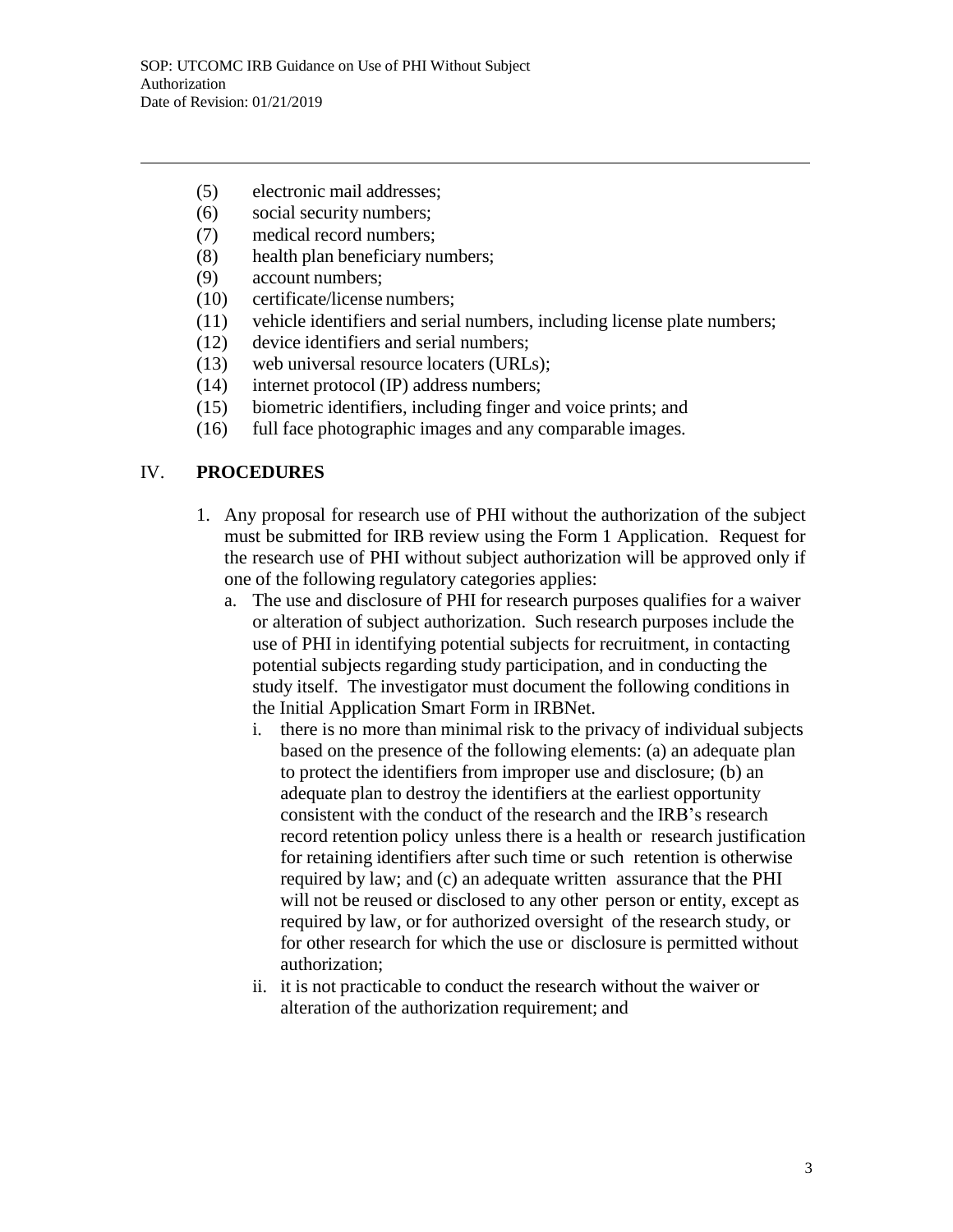(5) electronic mail addresses;
(6) social security numbers;
(7) medical record numbers;
(8) health plan beneficiary numbers;
(9) account numbers;
(10) certificate/license numbers;
(11) vehicle identifiers and serial numbers, including license plate numbers;
(12) device identifiers and serial numbers;
(13) web universal resource locaters (URLs);
(14) internet protocol (IP) address numbers;
(15) biometric identifiers, including finger and voice prints; and
(16) full face photographic images and any comparable images.

## IV. **PROCEDURES**

1. Any proposal for research use of PHI without the authorization of the subject must be submitted for IRB review using the Form 1 Application. Request for the research use of PHI without subject authorization will be approved only if one of the following regulatory categories applies:
   a. The use and disclosure of PHI for research purposes qualifies for a waiver or alteration of subject authorization. Such research purposes include the use of PHI in identifying potential subjects for recruitment, in contacting potential subjects regarding study participation, and in conducting the study itself. The investigator must document the following conditions in the Initial Application Smart Form in IRBNet.
      i. there is no more than minimal risk to the privacy of individual subjects based on the presence of the following elements: (a) an adequate plan to protect the identifiers from improper use and disclosure; (b) an adequate plan to destroy the identifiers at the earliest opportunity consistent with the conduct of the research and the IRB's research record retention policy unless there is a health or research justification for retaining identifiers after such time or such retention is otherwise required by law; and (c) an adequate written assurance that the PHI will not be reused or disclosed to any other person or entity, except as required by law, or for authorized oversight of the research study, or for other research for which the use or disclosure is permitted without authorization;
      ii. it is not practicable to conduct the research without the waiver or alteration of the authorization requirement; and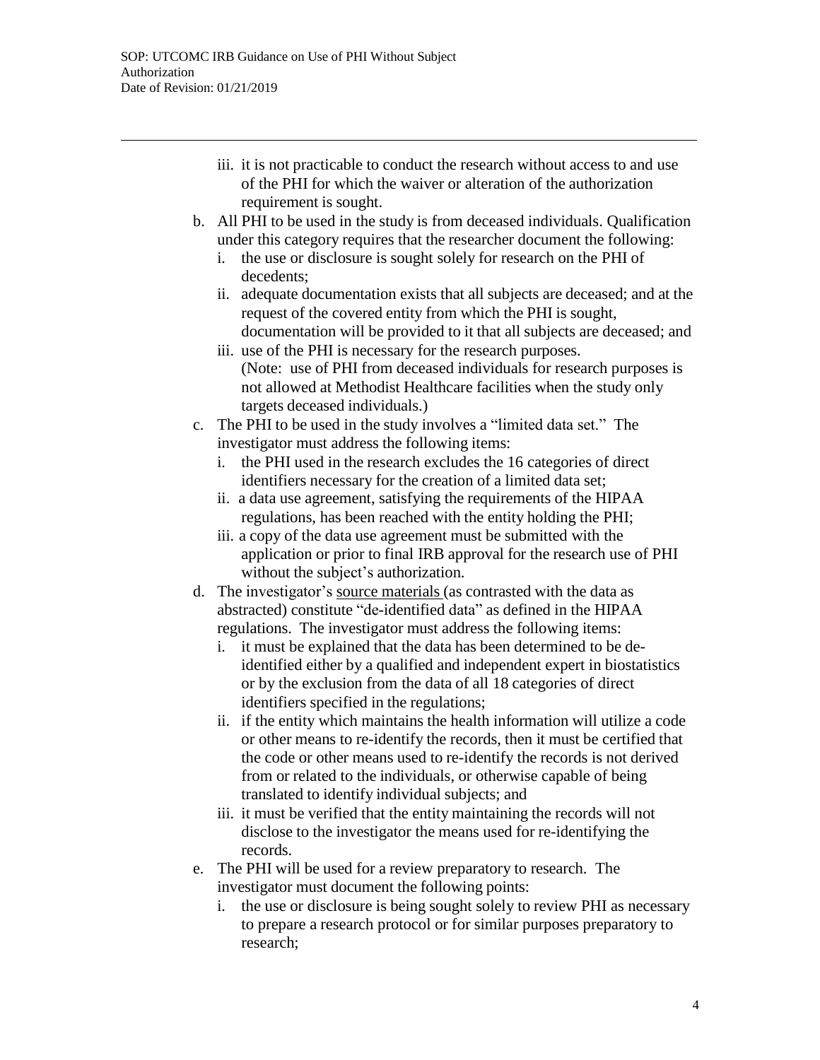iii. it is not practicable to conduct the research without access to and use of the PHI for which the waiver or alteration of the authorization requirement is sought.

b. All PHI to be used in the study is from deceased individuals. Qualification under this category requires that the researcher document the following:
   i. the use or disclosure is sought solely for research on the PHI of decedents;
   ii. adequate documentation exists that all subjects are deceased; and at the request of the covered entity from which the PHI is sought, documentation will be provided to it that all subjects are deceased; and
   iii. use of the PHI is necessary for the research purposes. (Note: use of PHI from deceased individuals for research purposes is not allowed at Methodist Healthcare facilities when the study only targets deceased individuals.)

c. The PHI to be used in the study involves a "limited data set." The investigator must address the following items:
   i. the PHI used in the research excludes the 16 categories of direct identifiers necessary for the creation of a limited data set;
   ii. a data use agreement, satisfying the requirements of the HIPAA regulations, has been reached with the entity holding the PHI;
   iii. a copy of the data use agreement must be submitted with the application or prior to final IRB approval for the research use of PHI without the subject's authorization.

d. The investigator's <u>source materials</u> (as contrasted with the data as abstracted) constitute "de-identified data" as defined in the HIPAA regulations. The investigator must address the following items:
   i. it must be explained that the data has been determined to be de-identified either by a qualified and independent expert in biostatistics or by the exclusion from the data of all 18 categories of direct identifiers specified in the regulations;
   ii. if the entity which maintains the health information will utilize a code or other means to re-identify the records, then it must be certified that the code or other means used to re-identify the records is not derived from or related to the individuals, or otherwise capable of being translated to identify individual subjects; and
   iii. it must be verified that the entity maintaining the records will not disclose to the investigator the means used for re-identifying the records.

e. The PHI will be used for a review preparatory to research. The investigator must document the following points:
   i. the use or disclosure is being sought solely to review PHI as necessary to prepare a research protocol or for similar purposes preparatory to research;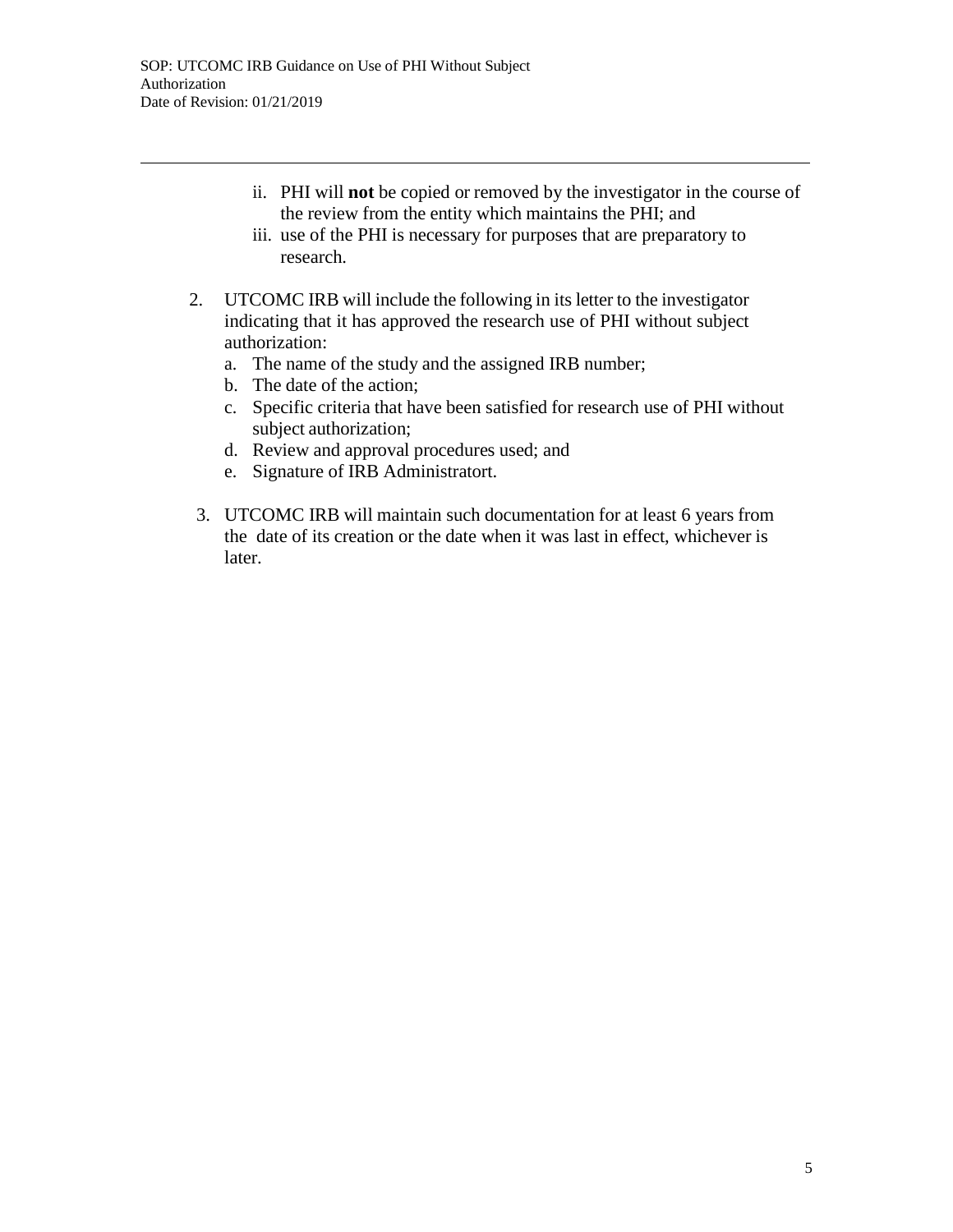ii. PHI will **not** be copied or removed by the investigator in the course of the review from the entity which maintains the PHI; and

   iii. use of the PHI is necessary for purposes that are preparatory to research.

2. UTCOMC IRB will include the following in its letter to the investigator indicating that it has approved the research use of PHI without subject authorization:
   a. The name of the study and the assigned IRB number;
   b. The date of the action;
   c. Specific criteria that have been satisfied for research use of PHI without subject authorization;
   d. Review and approval procedures used; and
   e. Signature of IRB Administratort.

3. UTCOMC IRB will maintain such documentation for at least 6 years from the date of its creation or the date when it was last in effect, whichever is later.